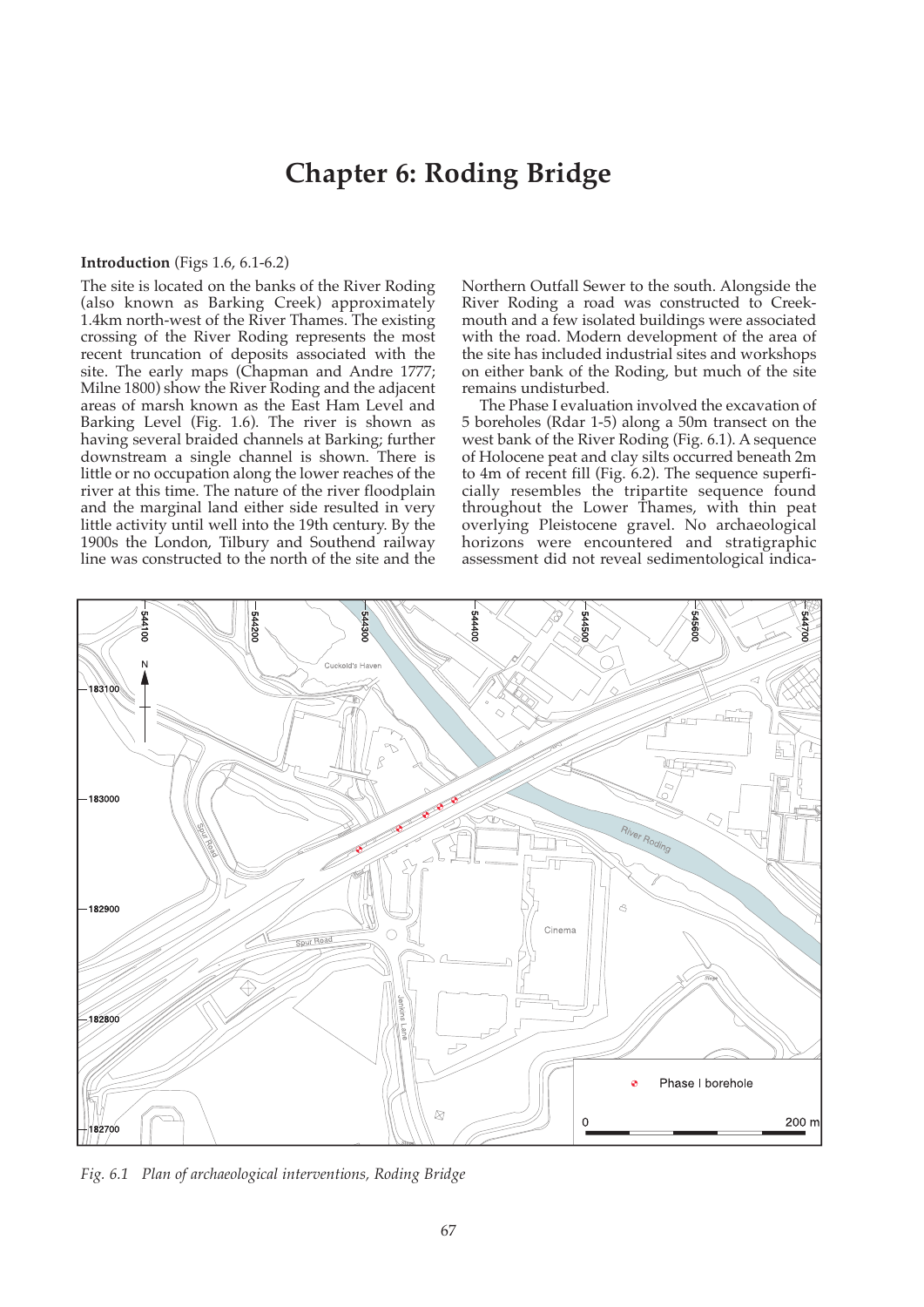# Chapter 6: Roding Bridge

**Introduction** (Figs 1.6, 6.1-6.2)

The site is located on the banks of the River Roding (also known as Barking Creek) approximately 1.4km north-west of the River Thames. The existing crossing of the River Roding represents the most recent truncation of deposits associated with the site. The early maps (Chapman and Andre 1777; Milne 1800) show the River Roding and the adjacent areas of marsh known as the East Ham Level and Barking Level (Fig. 1.6). The river is shown as having several braided channels at Barking; further downstream a single channel is shown. There is little or no occupation along the lower reaches of the river at this time. The nature of the river floodplain and the marginal land either side resulted in very little activity until well into the 19th century. By the 1900s the London, Tilbury and Southend railway line was constructed to the north of the site and the Northern Outfall Sewer to the south. Alongside the River Roding a road was constructed to Creekmouth and a few isolated buildings were associated with the road. Modern development of the area of the site has included industrial sites and workshops on either bank of the Roding, but much of the site remains undisturbed.

The Phase I evaluation involved the excavation of 5 boreholes (Rdar 1-5) along a 50m transect on the west bank of the River Roding (Fig. 6.1). A sequence of Holocene peat and clay silts occurred beneath 2m to 4m of recent fill (Fig. 6.2). The sequence superficially resembles the tripartite sequence found throughout the Lower Thames, with thin peat overlying Pleistocene gravel. No archaeological horizons were encountered and stratigraphic assessment did not reveal sedimentological indica-

*Fig. 6.1 Plan of archaeological interventions, Roding Bridge*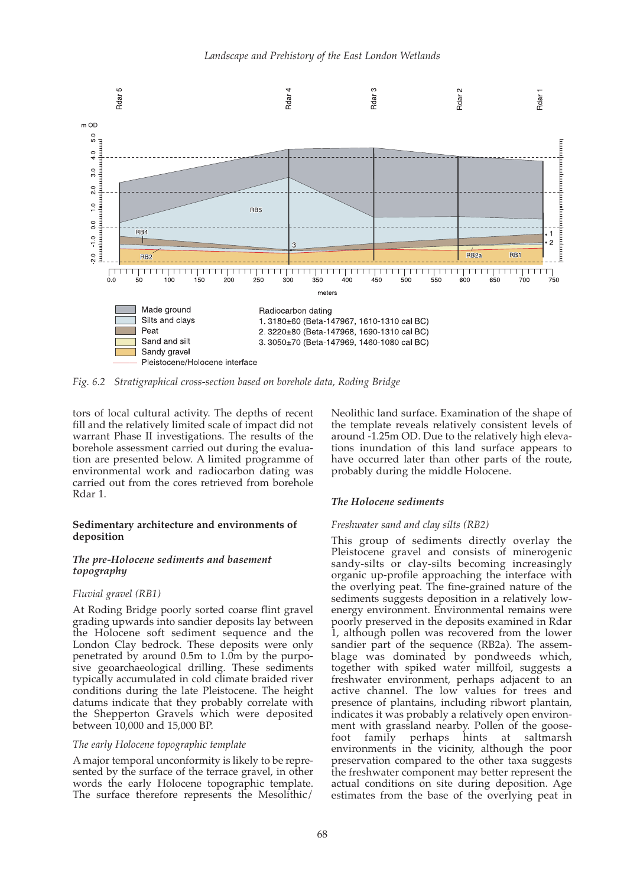*Fig. 6.2 Stratigraphical cross-section based on borehole data, Roding Bridge*

tors of local cultural activity. The depths of recent fill and the relatively limited scale of impact did not warrant Phase II investigations. The results of the borehole assessment carried out during the evaluation are presented below. A limited programme of environmental work and radiocarbon dating was carried out from the cores retrieved from borehole Rdar 1.

### Sedimentary architecture and environments of deposition

#### *The pre-Holocene sediments and basement topography*

*Fluvial gravel (RB1)*

At Roding Bridge poorly sorted coarse flint gravel grading upwards into sandier deposits lay between the Holocene soft sediment sequence and the London Clay bedrock. These deposits were only penetrated by around 0.5m to 1.0m by the purposive geoarchaeological drilling. These sediments typically accumulated in cold climate braided river conditions during the late Pleistocene. The height datums indicate that they probably correlate with the Shepperton Gravels which were deposited between 10,000 and 15,000 BP.

*The early Holocene topographic template*

A major temporal unconformity is likely to be represented by the surface of the terrace gravel, in other words the early Holocene topographic template. The surface therefore represents the Mesolithic/Neolithic land surface. Examination of the shape of the template reveals relatively consistent levels of around -1.25m OD. Due to the relatively high elevations inundation of this land surface appears to have occurred later than other parts of the route, probably during the middle Holocene.

#### *The Holocene sediments*

*Freshwater sand and clay silts (RB2)*

This group of sediments directly overlay the Pleistocene gravel and consists of minerogenic sandy-silts or clay-silts becoming increasingly organic up-profile approaching the interface with the overlying peat. The fine-grained nature of the sediments suggests deposition in a relatively low-energy environment. Environmental remains were poorly preserved in the deposits examined in Rdar 1, although pollen was recovered from the lower sandier part of the sequence (RB2a). The assemblage was dominated by pondweeds which, together with spiked water millfoil, suggests a freshwater environment, perhaps adjacent to an active channel. The low values for trees and presence of plantains, including ribwort plantain, indicates it was probably a relatively open environment with grassland nearby. Pollen of the goosefoot family perhaps hints at saltmarsh environments in the vicinity, although the poor preservation compared to the other taxa suggests the freshwater component may better represent the actual conditions on site during deposition. Age estimates from the base of the overlying peat in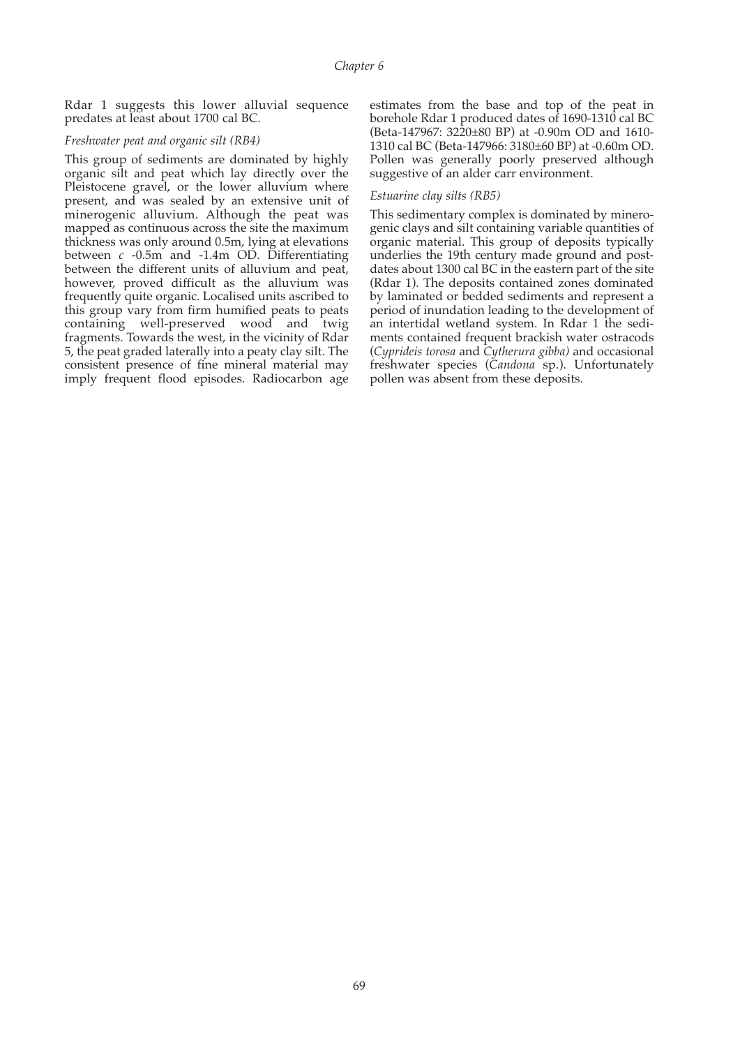Rdar 1 suggests this lower alluvial sequence predates at least about 1700 cal BC.

*Freshwater peat and organic silt (RB4)*

This group of sediments are dominated by highly organic silt and peat which lay directly over the Pleistocene gravel, or the lower alluvium where present, and was sealed by an extensive unit of minerogenic alluvium. Although the peat was mapped as continuous across the site the maximum thickness was only around 0.5m, lying at elevations between *c* -0.5m and -1.4m OD. Differentiating between the different units of alluvium and peat, however, proved difficult as the alluvium was frequently quite organic. Localised units ascribed to this group vary from firm humified peats to peats containing well-preserved wood and twig fragments. Towards the west, in the vicinity of Rdar 5, the peat graded laterally into a peaty clay silt. The consistent presence of fine mineral material may imply frequent flood episodes. Radiocarbon age estimates from the base and top of the peat in borehole Rdar 1 produced dates of 1690-1310 cal BC (Beta-147967: 3220±80 BP) at -0.90m OD and 1610-1310 cal BC (Beta-147966: 3180±60 BP) at -0.60m OD. Pollen was generally poorly preserved although suggestive of an alder carr environment.

*Estuarine clay silts (RB5)*

This sedimentary complex is dominated by minerogenic clays and silt containing variable quantities of organic material. This group of deposits typically underlies the 19th century made ground and postdates about 1300 cal BC in the eastern part of the site (Rdar 1). The deposits contained zones dominated by laminated or bedded sediments and represent a period of inundation leading to the development of an intertidal wetland system. In Rdar 1 the sediments contained frequent brackish water ostracods (*Cyprideis torosa* and *Cytherura gibba)* and occasional freshwater species (*Candona* sp.). Unfortunately pollen was absent from these deposits.